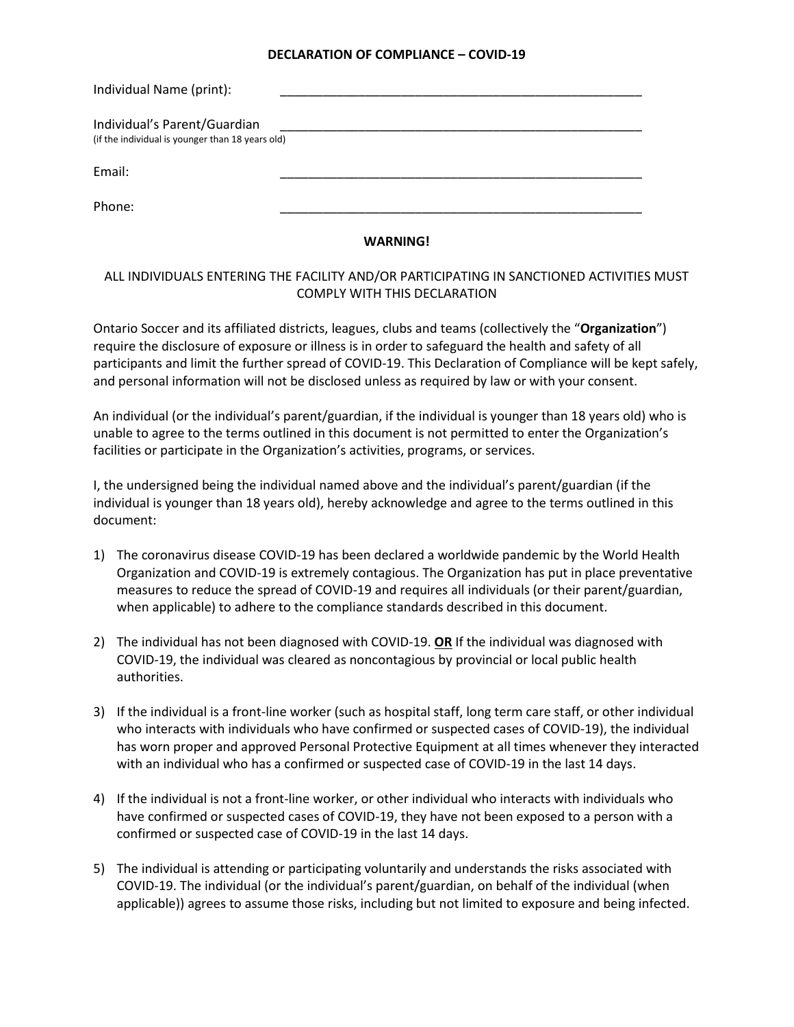# DECLARATION OF COMPLIANCE – COVID-19

Individual Name (print): \_\_\_\_\_\_\_\_\_\_\_\_\_\_\_\_\_\_\_\_\_\_\_\_\_\_\_\_\_\_\_\_\_\_\_\_\_\_\_\_\_\_\_\_\_\_\_\_\_\_\_\_

Individual's Parent/Guardian \_\_\_\_\_\_\_\_\_\_\_\_\_\_\_\_\_\_\_\_\_\_\_\_\_\_\_\_\_\_\_\_\_\_\_\_\_\_\_\_\_\_\_\_\_\_\_\_\_\_\_\_
(if the individual is younger than 18 years old)

Email: \_\_\_\_\_\_\_\_\_\_\_\_\_\_\_\_\_\_\_\_\_\_\_\_\_\_\_\_\_\_\_\_\_\_\_\_\_\_\_\_\_\_\_\_\_\_\_\_\_\_\_\_

Phone: \_\_\_\_\_\_\_\_\_\_\_\_\_\_\_\_\_\_\_\_\_\_\_\_\_\_\_\_\_\_\_\_\_\_\_\_\_\_\_\_\_\_\_\_\_\_\_\_\_\_\_\_

## WARNING!

ALL INDIVIDUALS ENTERING THE FACILITY AND/OR PARTICIPATING IN SANCTIONED ACTIVITIES MUST COMPLY WITH THIS DECLARATION

Ontario Soccer and its affiliated districts, leagues, clubs and teams (collectively the "**Organization**") require the disclosure of exposure or illness is in order to safeguard the health and safety of all participants and limit the further spread of COVID-19. This Declaration of Compliance will be kept safely, and personal information will not be disclosed unless as required by law or with your consent.

An individual (or the individual's parent/guardian, if the individual is younger than 18 years old) who is unable to agree to the terms outlined in this document is not permitted to enter the Organization's facilities or participate in the Organization's activities, programs, or services.

I, the undersigned being the individual named above and the individual's parent/guardian (if the individual is younger than 18 years old), hereby acknowledge and agree to the terms outlined in this document:

1) The coronavirus disease COVID-19 has been declared a worldwide pandemic by the World Health Organization and COVID-19 is extremely contagious. The Organization has put in place preventative measures to reduce the spread of COVID-19 and requires all individuals (or their parent/guardian, when applicable) to adhere to the compliance standards described in this document.

2) The individual has not been diagnosed with COVID-19. **OR** If the individual was diagnosed with COVID-19, the individual was cleared as noncontagious by provincial or local public health authorities.

3) If the individual is a front-line worker (such as hospital staff, long term care staff, or other individual who interacts with individuals who have confirmed or suspected cases of COVID-19), the individual has worn proper and approved Personal Protective Equipment at all times whenever they interacted with an individual who has a confirmed or suspected case of COVID-19 in the last 14 days.

4) If the individual is not a front-line worker, or other individual who interacts with individuals who have confirmed or suspected cases of COVID-19, they have not been exposed to a person with a confirmed or suspected case of COVID-19 in the last 14 days.

5) The individual is attending or participating voluntarily and understands the risks associated with COVID-19. The individual (or the individual's parent/guardian, on behalf of the individual (when applicable)) agrees to assume those risks, including but not limited to exposure and being infected.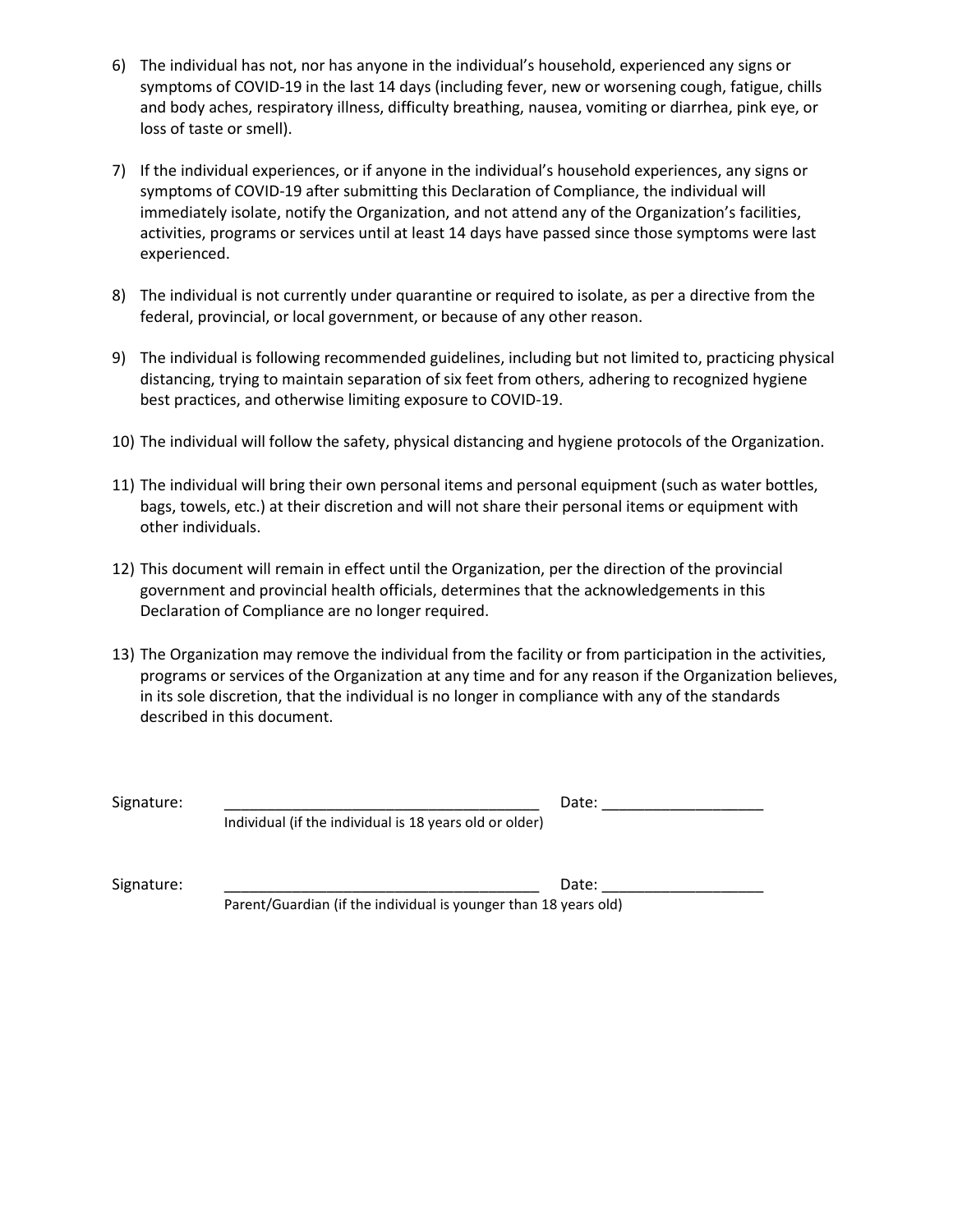6) The individual has not, nor has anyone in the individual's household, experienced any signs or symptoms of COVID-19 in the last 14 days (including fever, new or worsening cough, fatigue, chills and body aches, respiratory illness, difficulty breathing, nausea, vomiting or diarrhea, pink eye, or loss of taste or smell).

7) If the individual experiences, or if anyone in the individual's household experiences, any signs or symptoms of COVID-19 after submitting this Declaration of Compliance, the individual will immediately isolate, notify the Organization, and not attend any of the Organization's facilities, activities, programs or services until at least 14 days have passed since those symptoms were last experienced.

8) The individual is not currently under quarantine or required to isolate, as per a directive from the federal, provincial, or local government, or because of any other reason.

9) The individual is following recommended guidelines, including but not limited to, practicing physical distancing, trying to maintain separation of six feet from others, adhering to recognized hygiene best practices, and otherwise limiting exposure to COVID-19.

10) The individual will follow the safety, physical distancing and hygiene protocols of the Organization.

11) The individual will bring their own personal items and personal equipment (such as water bottles, bags, towels, etc.) at their discretion and will not share their personal items or equipment with other individuals.

12) This document will remain in effect until the Organization, per the direction of the provincial government and provincial health officials, determines that the acknowledgements in this Declaration of Compliance are no longer required.

13) The Organization may remove the individual from the facility or from participation in the activities, programs or services of the Organization at any time and for any reason if the Organization believes, in its sole discretion, that the individual is no longer in compliance with any of the standards described in this document.

Signature: ______________________________________ Date: ___________________
Individual (if the individual is 18 years old or older)

Signature: ______________________________________ Date: ___________________
Parent/Guardian (if the individual is younger than 18 years old)